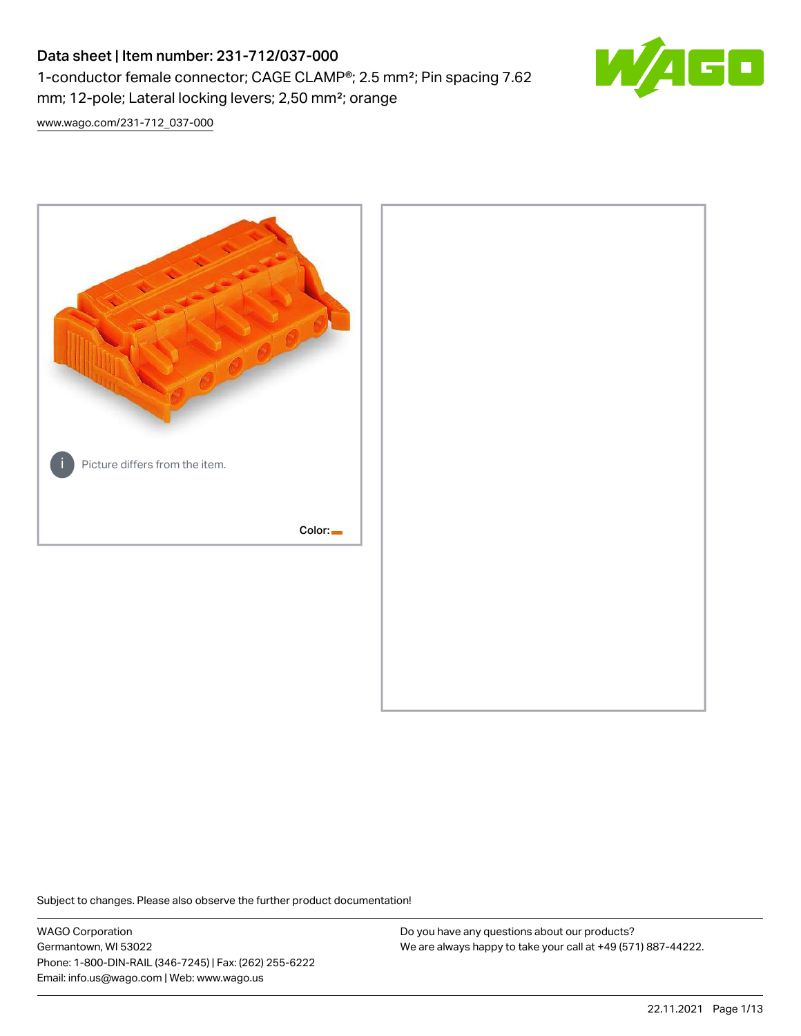# Data sheet | Item number: 231-712/037-000

1-conductor female connector; CAGE CLAMP®; 2.5 mm²; Pin spacing 7.62 mm; 12-pole; Lateral locking levers; 2,50 mm²; orange

www.wago.com/231-712_037-000

Picture differs from the item.

Color:

Subject to changes. Please also observe the further product documentation!

WAGO Corporation
Germantown, WI 53022
Phone: 1-800-DIN-RAIL (346-7245) | Fax: (262) 255-6222
Email: info.us@wago.com | Web: www.wago.us

Do you have any questions about our products?
We are always happy to take your call at +49 (571) 887-44222.

22.11.2021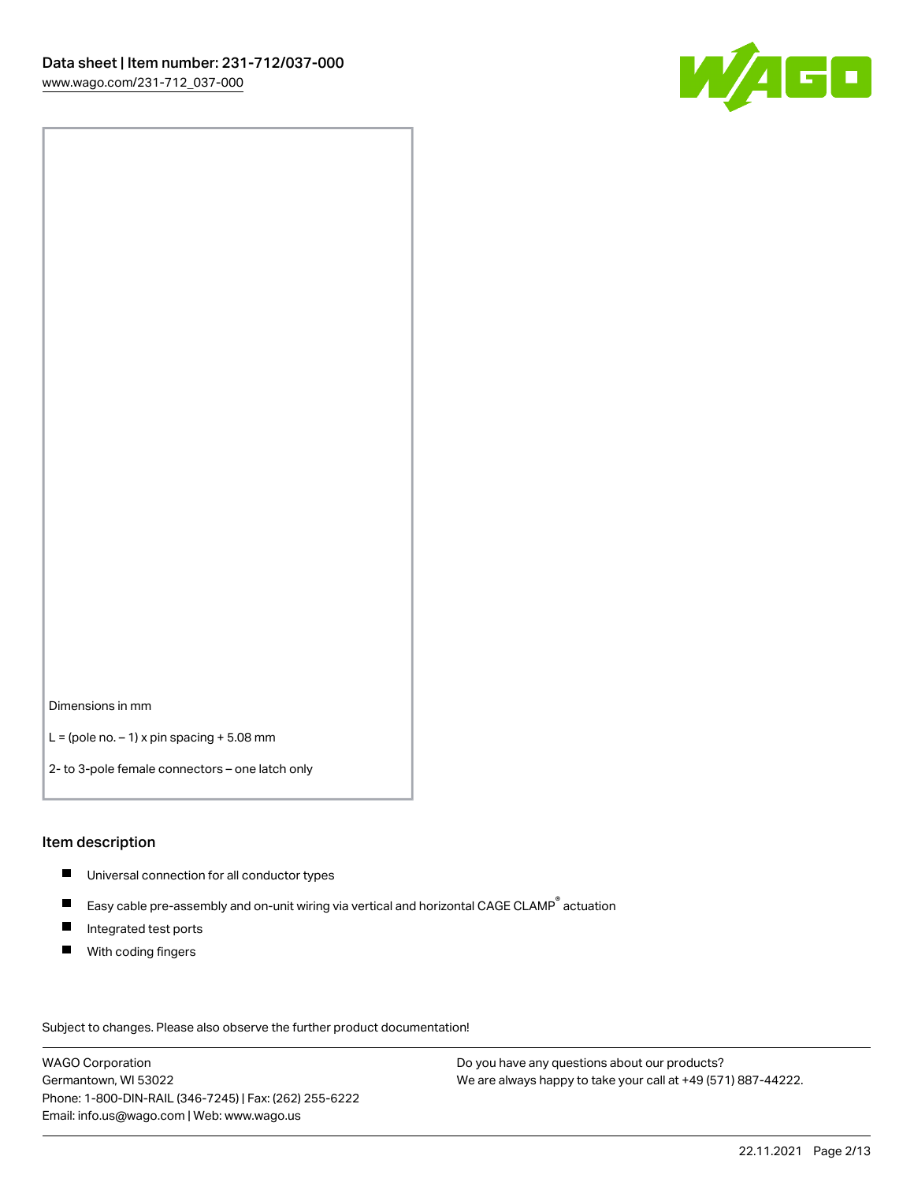Dimensions in mm

L = (pole no. – 1) x pin spacing + 5.08 mm

2- to 3-pole female connectors – one latch only

## Item description

- Universal connection for all conductor types
- Easy cable pre-assembly and on-unit wiring via vertical and horizontal CAGE CLAMP® actuation
- Integrated test ports
- With coding fingers

Subject to changes. Please also observe the further product documentation!

WAGO Corporation
Germantown, WI 53022
Phone: 1-800-DIN-RAIL (346-7245) | Fax: (262) 255-6222
Email: info.us@wago.com | Web: www.wago.us

Do you have any questions about our products?
We are always happy to take your call at +49 (571) 887-44222.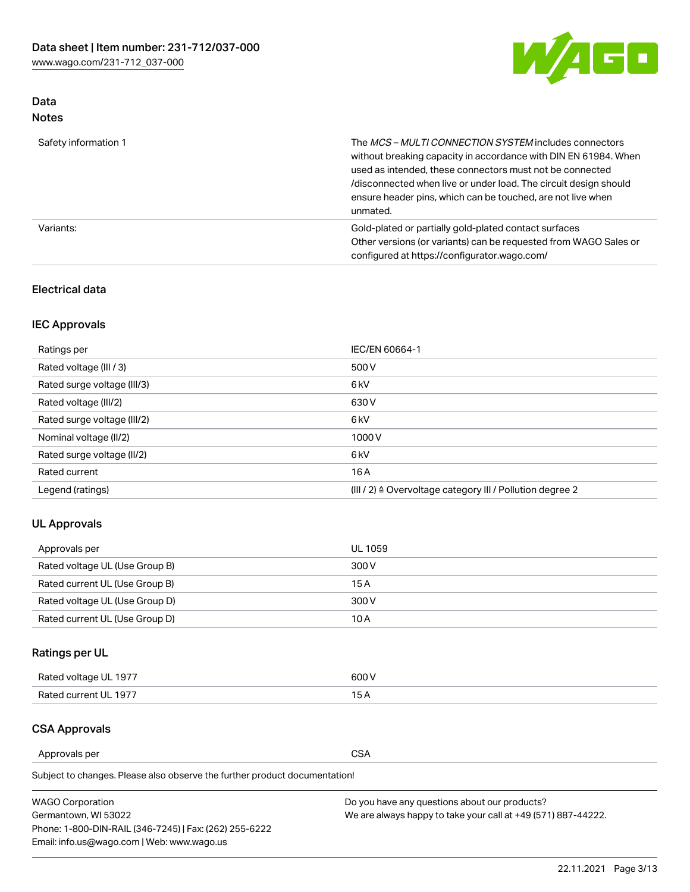## Data
### Notes

| | |
|---|---|
| Safety information 1 | The *MCS – MULTI CONNECTION SYSTEM* includes connectors without breaking capacity in accordance with DIN EN 61984. When used as intended, these connectors must not be connected /disconnected when live or under load. The circuit design should ensure header pins, which can be touched, are not live when unmated. |
| Variants: | Gold-plated or partially gold-plated contact surfaces<br>Other versions (or variants) can be requested from WAGO Sales or configured at https://configurator.wago.com/ |

### Electrical data

#### IEC Approvals

| | |
|---|---|
| Ratings per | IEC/EN 60664-1 |
| Rated voltage (III / 3) | 500 V |
| Rated surge voltage (III/3) | 6 kV |
| Rated voltage (III/2) | 630 V |
| Rated surge voltage (III/2) | 6 kV |
| Nominal voltage (II/2) | 1000 V |
| Rated surge voltage (II/2) | 6 kV |
| Rated current | 16 A |
| Legend (ratings) | (III / 2) ≙ Overvoltage category III / Pollution degree 2 |

#### UL Approvals

| | |
|---|---|
| Approvals per | UL 1059 |
| Rated voltage UL (Use Group B) | 300 V |
| Rated current UL (Use Group B) | 15 A |
| Rated voltage UL (Use Group D) | 300 V |
| Rated current UL (Use Group D) | 10 A |

#### Ratings per UL

| | |
|---|---|
| Rated voltage UL 1977 | 600 V |
| Rated current UL 1977 | 15 A |

#### CSA Approvals

| | |
|---|---|
| Approvals per | CSA |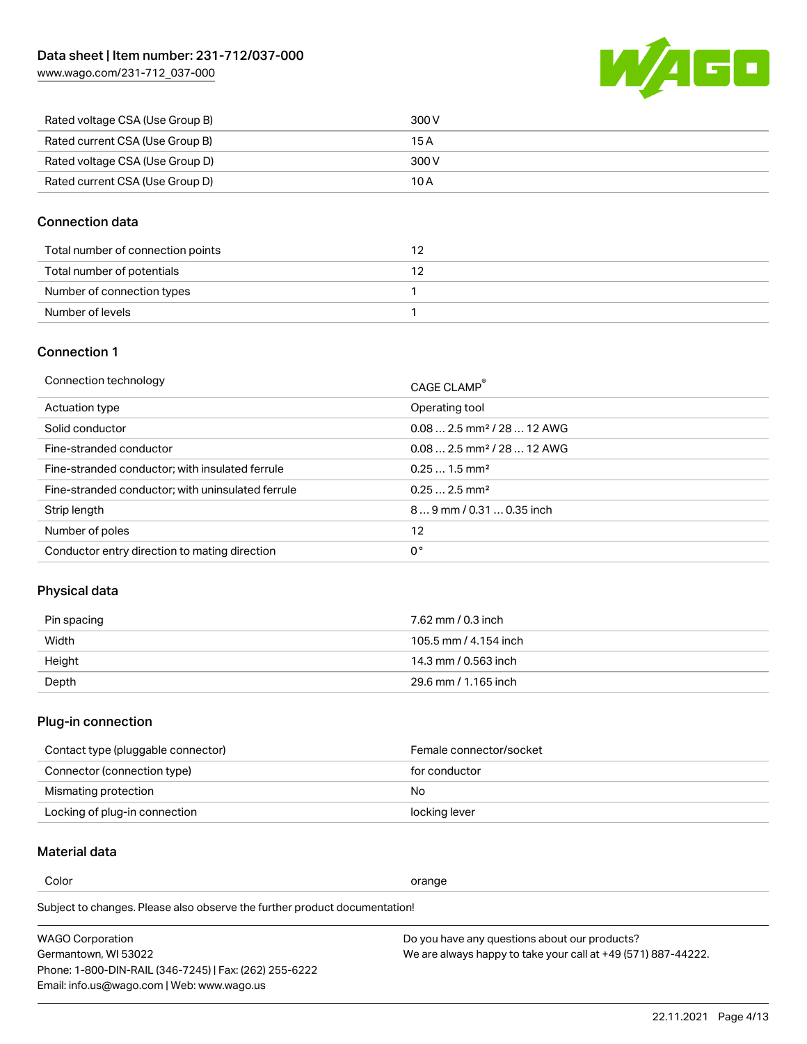| Rated voltage CSA (Use Group B) | 300 V |
| --- | --- |
| Rated current CSA (Use Group B) | 15 A |
| Rated voltage CSA (Use Group D) | 300 V |
| Rated current CSA (Use Group D) | 10 A |

## Connection data

| Total number of connection points | 12 |
| --- | --- |
| Total number of potentials | 12 |
| Number of connection types | 1 |
| Number of levels | 1 |

## Connection 1

| Connection technology | CAGE CLAMP® |
| --- | --- |
| Actuation type | Operating tool |
| Solid conductor | 0.08 … 2.5 mm² / 28 … 12 AWG |
| Fine-stranded conductor | 0.08 … 2.5 mm² / 28 … 12 AWG |
| Fine-stranded conductor; with insulated ferrule | 0.25 … 1.5 mm² |
| Fine-stranded conductor; with uninsulated ferrule | 0.25 … 2.5 mm² |
| Strip length | 8 … 9 mm / 0.31 … 0.35 inch |
| Number of poles | 12 |
| Conductor entry direction to mating direction | 0 ° |

## Physical data

| Pin spacing | 7.62 mm / 0.3 inch |
| --- | --- |
| Width | 105.5 mm / 4.154 inch |
| Height | 14.3 mm / 0.563 inch |
| Depth | 29.6 mm / 1.165 inch |

## Plug-in connection

| Contact type (pluggable connector) | Female connector/socket |
| --- | --- |
| Connector (connection type) | for conductor |
| Mismating protection | No |
| Locking of plug-in connection | locking lever |

## Material data

| Color | orange |
| --- | --- |

Subject to changes. Please also observe the further product documentation!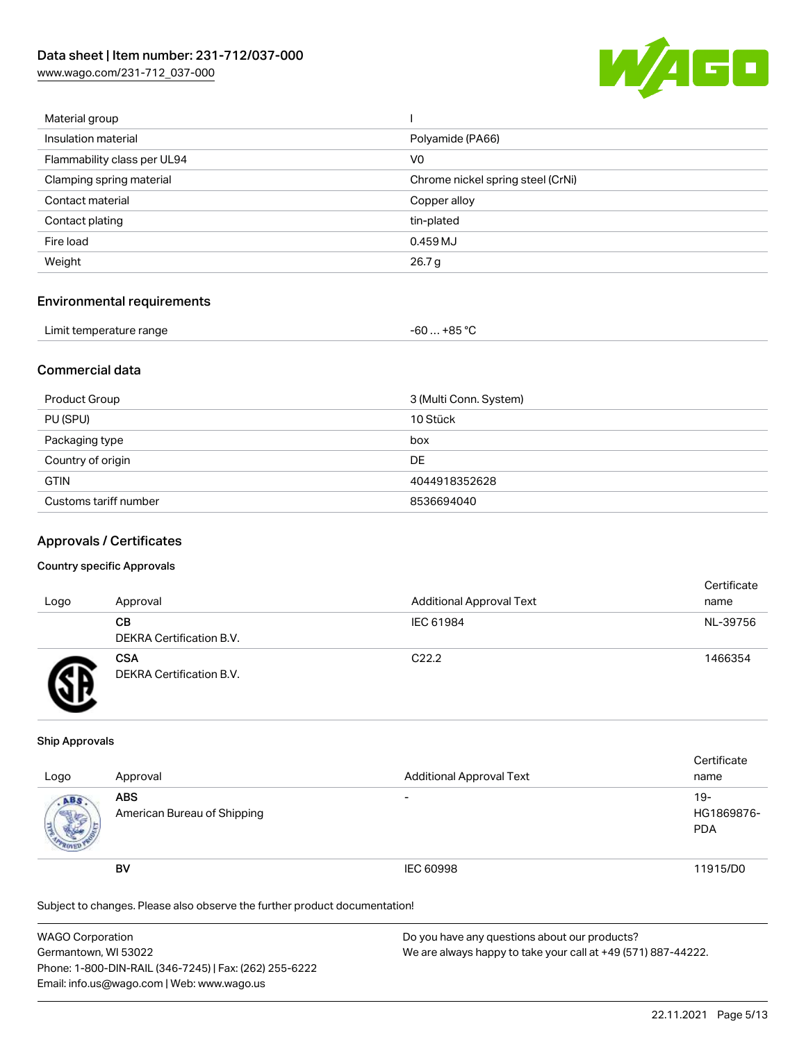| Material group | I |
| --- | --- |
| Insulation material | Polyamide (PA66) |
| Flammability class per UL94 | V0 |
| Clamping spring material | Chrome nickel spring steel (CrNi) |
| Contact material | Copper alloy |
| Contact plating | tin-plated |
| Fire load | 0.459 MJ |
| Weight | 26.7 g |

## Environmental requirements

| Limit temperature range | -60 … +85 °C |
| --- | --- |

## Commercial data

| Product Group | 3 (Multi Conn. System) |
| --- | --- |
| PU (SPU) | 10 Stück |
| Packaging type | box |
| Country of origin | DE |
| GTIN | 4044918352628 |
| Customs tariff number | 8536694040 |

## Approvals / Certificates

### Country specific Approvals

| Logo | Approval | Additional Approval Text | Certificate name |
| --- | --- | --- | --- |
| | **CB**<br>DEKRA Certification B.V. | IEC 61984 | NL-39756 |
| | **CSA**<br>DEKRA Certification B.V. | C22.2 | 1466354 |

### Ship Approvals

| Logo | Approval | Additional Approval Text | Certificate name |
| --- | --- | --- | --- |
| | **ABS**<br>American Bureau of Shipping | - | 19-HG1869876-PDA |
| | **BV** | IEC 60998 | 11915/D0 |

Subject to changes. Please also observe the further product documentation!

WAGO Corporation
Germantown, WI 53022
Phone: 1-800-DIN-RAIL (346-7245) | Fax: (262) 255-6222
Email: info.us@wago.com | Web: www.wago.us

Do you have any questions about our products?
We are always happy to take your call at +49 (571) 887-44222.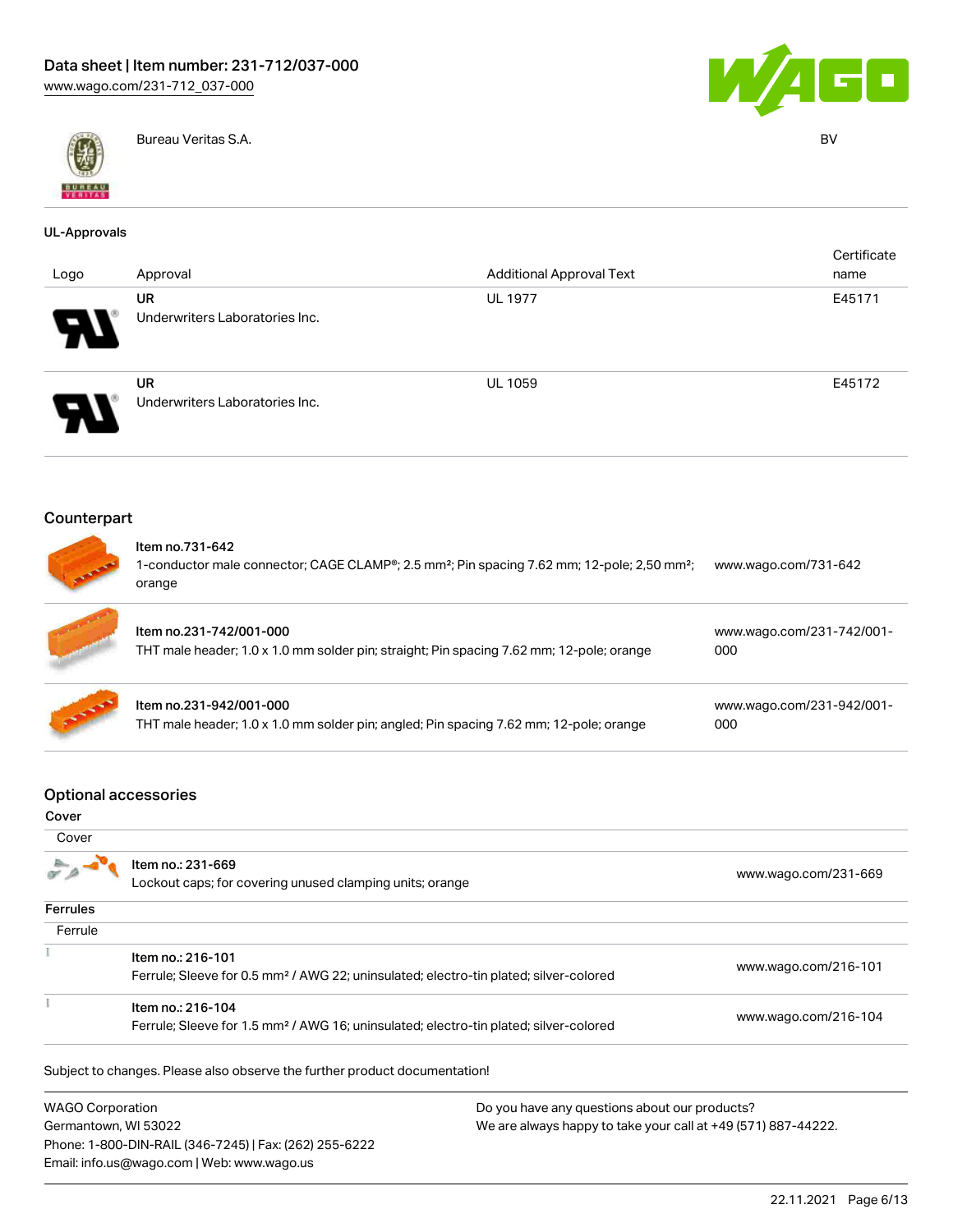| | Bureau Veritas S.A. | BV |
|---|---|---|

## UL-Approvals

| Logo | Approval | Additional Approval Text | Certificate name |
|---|---|---|---|
| | UR<br>Underwriters Laboratories Inc. | UL 1977 | E45171 |
| | UR<br>Underwriters Laboratories Inc. | UL 1059 | E45172 |

## Counterpart

| Item | Link |
|---|---|
| Item no.731-642<br>1-conductor male connector; CAGE CLAMP®; 2.5 mm²; Pin spacing 7.62 mm; 12-pole; 2,50 mm²; orange | www.wago.com/731-642 |
| Item no.231-742/001-000<br>THT male header; 1.0 x 1.0 mm solder pin; straight; Pin spacing 7.62 mm; 12-pole; orange | www.wago.com/231-742/001-000 |
| Item no.231-942/001-000<br>THT male header; 1.0 x 1.0 mm solder pin; angled; Pin spacing 7.62 mm; 12-pole; orange | www.wago.com/231-942/001-000 |

## Optional accessories

### Cover

| Cover | |
|---|---|
| Item no.: 231-669<br>Lockout caps; for covering unused clamping units; orange | www.wago.com/231-669 |

### Ferrules

| Ferrule | |
|---|---|
| Item no.: 216-101<br>Ferrule; Sleeve for 0.5 mm² / AWG 22; uninsulated; electro-tin plated; silver-colored | www.wago.com/216-101 |
| Item no.: 216-104<br>Ferrule; Sleeve for 1.5 mm² / AWG 16; uninsulated; electro-tin plated; silver-colored | www.wago.com/216-104 |

Subject to changes. Please also observe the further product documentation!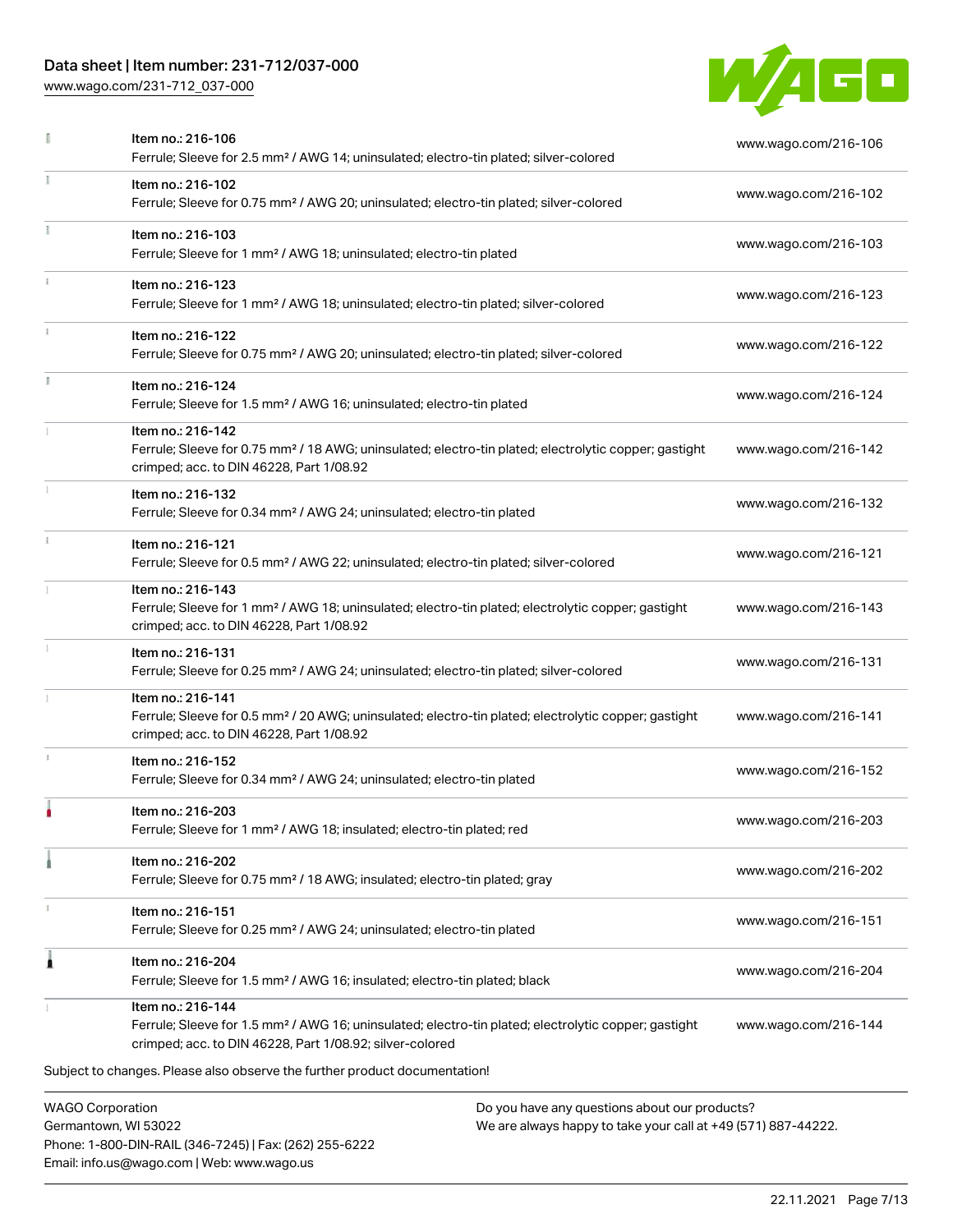| Item | URL |
| --- | --- |
| Item no.: 216-106<br>Ferrule; Sleeve for 2.5 mm² / AWG 14; uninsulated; electro-tin plated; silver-colored | www.wago.com/216-106 |
| Item no.: 216-102<br>Ferrule; Sleeve for 0.75 mm² / AWG 20; uninsulated; electro-tin plated; silver-colored | www.wago.com/216-102 |
| Item no.: 216-103<br>Ferrule; Sleeve for 1 mm² / AWG 18; uninsulated; electro-tin plated | www.wago.com/216-103 |
| Item no.: 216-123<br>Ferrule; Sleeve for 1 mm² / AWG 18; uninsulated; electro-tin plated; silver-colored | www.wago.com/216-123 |
| Item no.: 216-122<br>Ferrule; Sleeve for 0.75 mm² / AWG 20; uninsulated; electro-tin plated; silver-colored | www.wago.com/216-122 |
| Item no.: 216-124<br>Ferrule; Sleeve for 1.5 mm² / AWG 16; uninsulated; electro-tin plated | www.wago.com/216-124 |
| Item no.: 216-142<br>Ferrule; Sleeve for 0.75 mm² / 18 AWG; uninsulated; electro-tin plated; electrolytic copper; gastight crimped; acc. to DIN 46228, Part 1/08.92 | www.wago.com/216-142 |
| Item no.: 216-132<br>Ferrule; Sleeve for 0.34 mm² / AWG 24; uninsulated; electro-tin plated | www.wago.com/216-132 |
| Item no.: 216-121<br>Ferrule; Sleeve for 0.5 mm² / AWG 22; uninsulated; electro-tin plated; silver-colored | www.wago.com/216-121 |
| Item no.: 216-143<br>Ferrule; Sleeve for 1 mm² / AWG 18; uninsulated; electro-tin plated; electrolytic copper; gastight crimped; acc. to DIN 46228, Part 1/08.92 | www.wago.com/216-143 |
| Item no.: 216-131<br>Ferrule; Sleeve for 0.25 mm² / AWG 24; uninsulated; electro-tin plated; silver-colored | www.wago.com/216-131 |
| Item no.: 216-141<br>Ferrule; Sleeve for 0.5 mm² / 20 AWG; uninsulated; electro-tin plated; electrolytic copper; gastight crimped; acc. to DIN 46228, Part 1/08.92 | www.wago.com/216-141 |
| Item no.: 216-152<br>Ferrule; Sleeve for 0.34 mm² / AWG 24; uninsulated; electro-tin plated | www.wago.com/216-152 |
| Item no.: 216-203<br>Ferrule; Sleeve for 1 mm² / AWG 18; insulated; electro-tin plated; red | www.wago.com/216-203 |
| Item no.: 216-202<br>Ferrule; Sleeve for 0.75 mm² / 18 AWG; insulated; electro-tin plated; gray | www.wago.com/216-202 |
| Item no.: 216-151<br>Ferrule; Sleeve for 0.25 mm² / AWG 24; uninsulated; electro-tin plated | www.wago.com/216-151 |
| Item no.: 216-204<br>Ferrule; Sleeve for 1.5 mm² / AWG 16; insulated; electro-tin plated; black | www.wago.com/216-204 |
| Item no.: 216-144<br>Ferrule; Sleeve for 1.5 mm² / AWG 16; uninsulated; electro-tin plated; electrolytic copper; gastight crimped; acc. to DIN 46228, Part 1/08.92; silver-colored | www.wago.com/216-144 |

Subject to changes. Please also observe the further product documentation!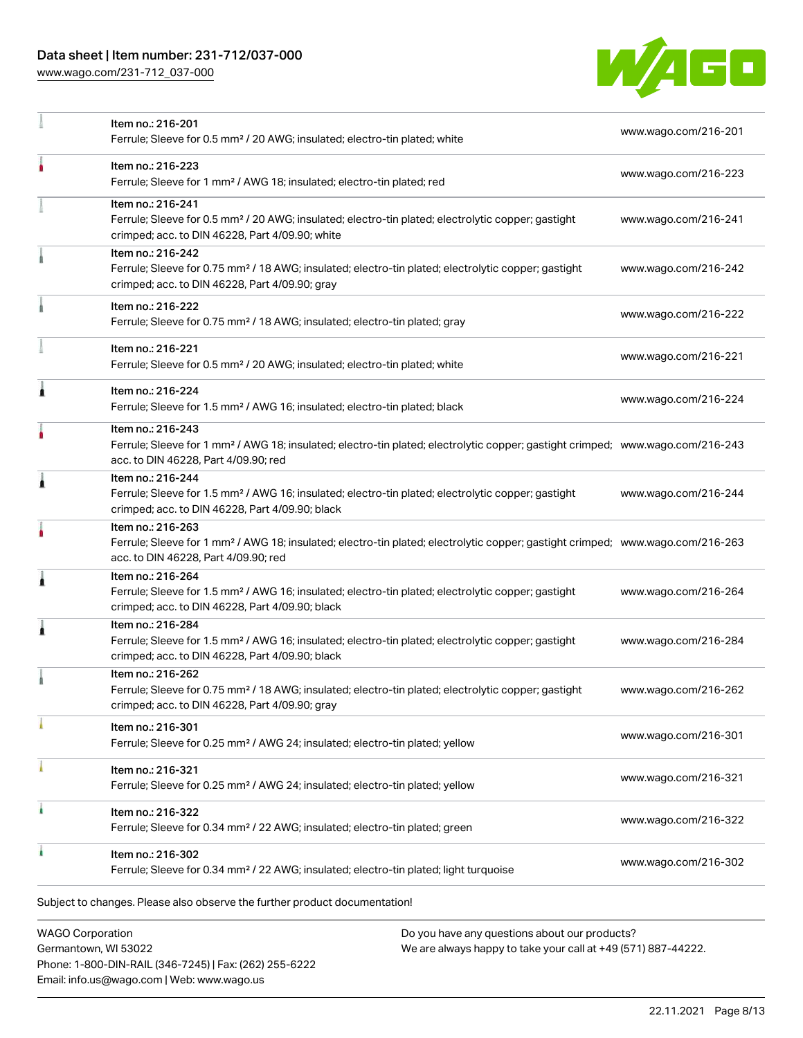| Item | Link |
| --- | --- |
| Item no.: 216-201<br>Ferrule; Sleeve for 0.5 mm² / 20 AWG; insulated; electro-tin plated; white | www.wago.com/216-201 |
| Item no.: 216-223<br>Ferrule; Sleeve for 1 mm² / AWG 18; insulated; electro-tin plated; red | www.wago.com/216-223 |
| Item no.: 216-241<br>Ferrule; Sleeve for 0.5 mm² / 20 AWG; insulated; electro-tin plated; electrolytic copper; gastight crimped; acc. to DIN 46228, Part 4/09.90; white | www.wago.com/216-241 |
| Item no.: 216-242<br>Ferrule; Sleeve for 0.75 mm² / 18 AWG; insulated; electro-tin plated; electrolytic copper; gastight crimped; acc. to DIN 46228, Part 4/09.90; gray | www.wago.com/216-242 |
| Item no.: 216-222<br>Ferrule; Sleeve for 0.75 mm² / 18 AWG; insulated; electro-tin plated; gray | www.wago.com/216-222 |
| Item no.: 216-221<br>Ferrule; Sleeve for 0.5 mm² / 20 AWG; insulated; electro-tin plated; white | www.wago.com/216-221 |
| Item no.: 216-224<br>Ferrule; Sleeve for 1.5 mm² / AWG 16; insulated; electro-tin plated; black | www.wago.com/216-224 |
| Item no.: 216-243<br>Ferrule; Sleeve for 1 mm² / AWG 18; insulated; electro-tin plated; electrolytic copper; gastight crimped; acc. to DIN 46228, Part 4/09.90; red | www.wago.com/216-243 |
| Item no.: 216-244<br>Ferrule; Sleeve for 1.5 mm² / AWG 16; insulated; electro-tin plated; electrolytic copper; gastight crimped; acc. to DIN 46228, Part 4/09.90; black | www.wago.com/216-244 |
| Item no.: 216-263<br>Ferrule; Sleeve for 1 mm² / AWG 18; insulated; electro-tin plated; electrolytic copper; gastight crimped; acc. to DIN 46228, Part 4/09.90; red | www.wago.com/216-263 |
| Item no.: 216-264<br>Ferrule; Sleeve for 1.5 mm² / AWG 16; insulated; electro-tin plated; electrolytic copper; gastight crimped; acc. to DIN 46228, Part 4/09.90; black | www.wago.com/216-264 |
| Item no.: 216-284<br>Ferrule; Sleeve for 1.5 mm² / AWG 16; insulated; electro-tin plated; electrolytic copper; gastight crimped; acc. to DIN 46228, Part 4/09.90; black | www.wago.com/216-284 |
| Item no.: 216-262<br>Ferrule; Sleeve for 0.75 mm² / 18 AWG; insulated; electro-tin plated; electrolytic copper; gastight crimped; acc. to DIN 46228, Part 4/09.90; gray | www.wago.com/216-262 |
| Item no.: 216-301<br>Ferrule; Sleeve for 0.25 mm² / AWG 24; insulated; electro-tin plated; yellow | www.wago.com/216-301 |
| Item no.: 216-321<br>Ferrule; Sleeve for 0.25 mm² / AWG 24; insulated; electro-tin plated; yellow | www.wago.com/216-321 |
| Item no.: 216-322<br>Ferrule; Sleeve for 0.34 mm² / 22 AWG; insulated; electro-tin plated; green | www.wago.com/216-322 |
| Item no.: 216-302<br>Ferrule; Sleeve for 0.34 mm² / 22 AWG; insulated; electro-tin plated; light turquoise | www.wago.com/216-302 |

Subject to changes. Please also observe the further product documentation!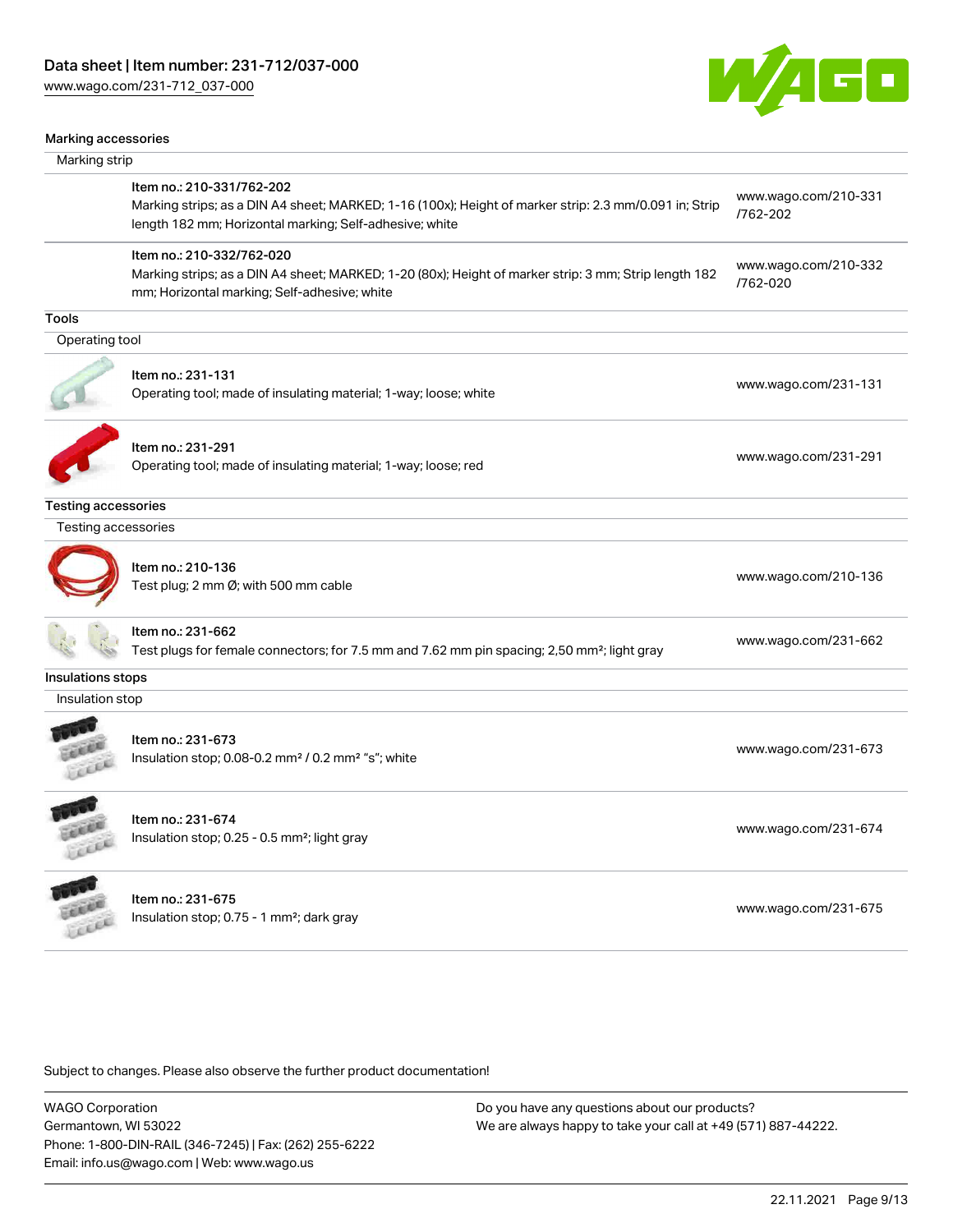### Marking accessories

#### Marking strip

| Item | Link |
| --- | --- |
| Item no.: 210-331/762-202<br>Marking strips; as a DIN A4 sheet; MARKED; 1-16 (100x); Height of marker strip: 2.3 mm/0.091 in; Strip length 182 mm; Horizontal marking; Self-adhesive; white | www.wago.com/210-331/762-202 |
| Item no.: 210-332/762-020<br>Marking strips; as a DIN A4 sheet; MARKED; 1-20 (80x); Height of marker strip: 3 mm; Strip length 182 mm; Horizontal marking; Self-adhesive; white | www.wago.com/210-332/762-020 |

### Tools

#### Operating tool

| Item | Link |
| --- | --- |
| Item no.: 231-131<br>Operating tool; made of insulating material; 1-way; loose; white | www.wago.com/231-131 |
| Item no.: 231-291<br>Operating tool; made of insulating material; 1-way; loose; red | www.wago.com/231-291 |

### Testing accessories

#### Testing accessories

| Item | Link |
| --- | --- |
| Item no.: 210-136<br>Test plug; 2 mm Ø; with 500 mm cable | www.wago.com/210-136 |
| Item no.: 231-662<br>Test plugs for female connectors; for 7.5 mm and 7.62 mm pin spacing; 2,50 mm²; light gray | www.wago.com/231-662 |

### Insulations stops

#### Insulation stop

| Item | Link |
| --- | --- |
| Item no.: 231-673<br>Insulation stop; 0.08-0.2 mm² / 0.2 mm² "s"; white | www.wago.com/231-673 |
| Item no.: 231-674<br>Insulation stop; 0.25 - 0.5 mm²; light gray | www.wago.com/231-674 |
| Item no.: 231-675<br>Insulation stop; 0.75 - 1 mm²; dark gray | www.wago.com/231-675 |

Subject to changes. Please also observe the further product documentation!

WAGO Corporation
Germantown, WI 53022
Phone: 1-800-DIN-RAIL (346-7245) | Fax: (262) 255-6222
Email: info.us@wago.com | Web: www.wago.us

Do you have any questions about our products?
We are always happy to take your call at +49 (571) 887-44222.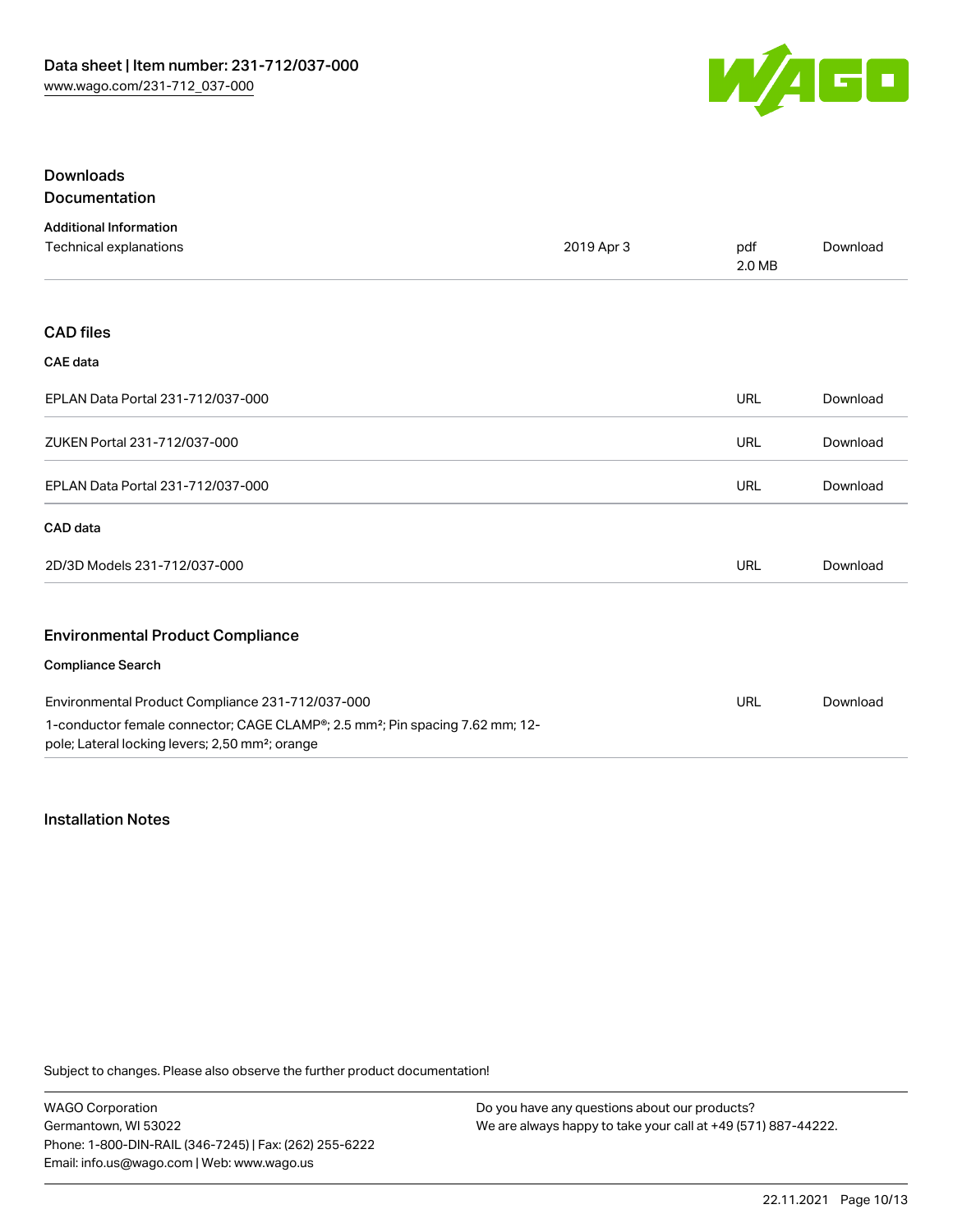## Downloads

### Documentation

**Additional Information**

| Technical explanations | 2019 Apr 3 | pdf<br>2.0 MB | Download |
|---|---|---|---|

### CAD files

**CAE data**

| | | |
|---|---|---|
| EPLAN Data Portal 231-712/037-000 | URL | Download |
| ZUKEN Portal 231-712/037-000 | URL | Download |
| EPLAN Data Portal 231-712/037-000 | URL | Download |

**CAD data**

| | | |
|---|---|---|
| 2D/3D Models 231-712/037-000 | URL | Download |

### Environmental Product Compliance

**Compliance Search**

| | | |
|---|---|---|
| Environmental Product Compliance 231-712/037-000<br>1-conductor female connector; CAGE CLAMP®; 2.5 mm²; Pin spacing 7.62 mm; 12-pole; Lateral locking levers; 2,50 mm²; orange | URL | Download |

### Installation Notes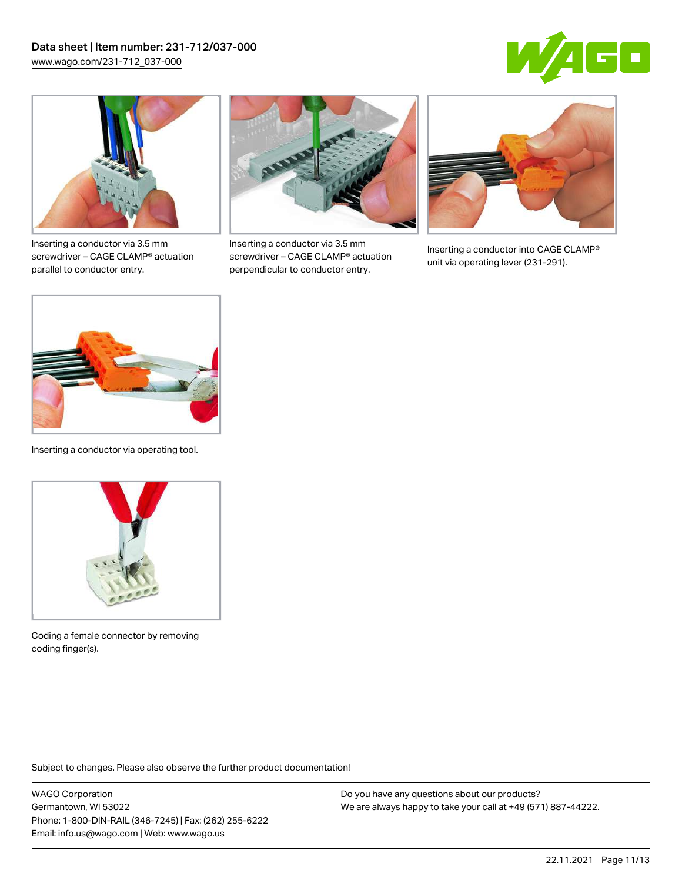Inserting a conductor via 3.5 mm screwdriver – CAGE CLAMP® actuation parallel to conductor entry.

Inserting a conductor via 3.5 mm screwdriver – CAGE CLAMP® actuation perpendicular to conductor entry.

Inserting a conductor into CAGE CLAMP® unit via operating lever (231-291).

Inserting a conductor via operating tool.

Coding a female connector by removing coding finger(s).

Subject to changes. Please also observe the further product documentation!

WAGO Corporation
Germantown, WI 53022
Phone: 1-800-DIN-RAIL (346-7245) | Fax: (262) 255-6222
Email: info.us@wago.com | Web: www.wago.us

Do you have any questions about our products?
We are always happy to take your call at +49 (571) 887-44222.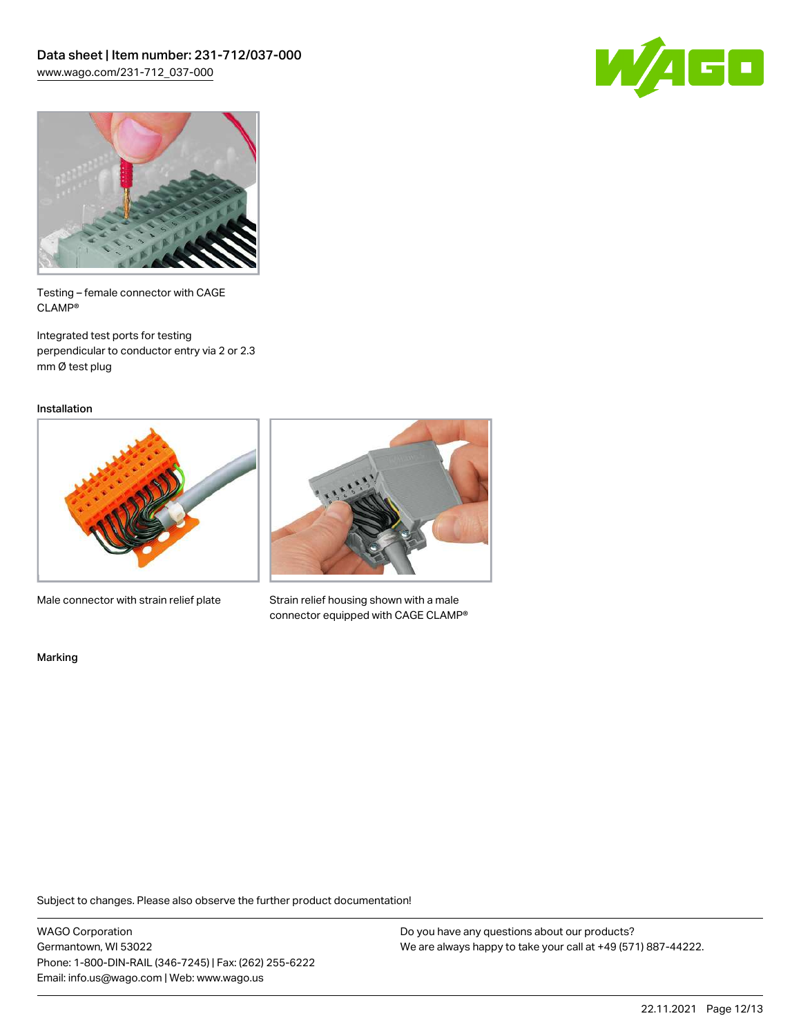Testing – female connector with CAGE CLAMP®

Integrated test ports for testing perpendicular to conductor entry via 2 or 2.3 mm Ø test plug

## Installation

Male connector with strain relief plate

Strain relief housing shown with a male connector equipped with CAGE CLAMP®

## Marking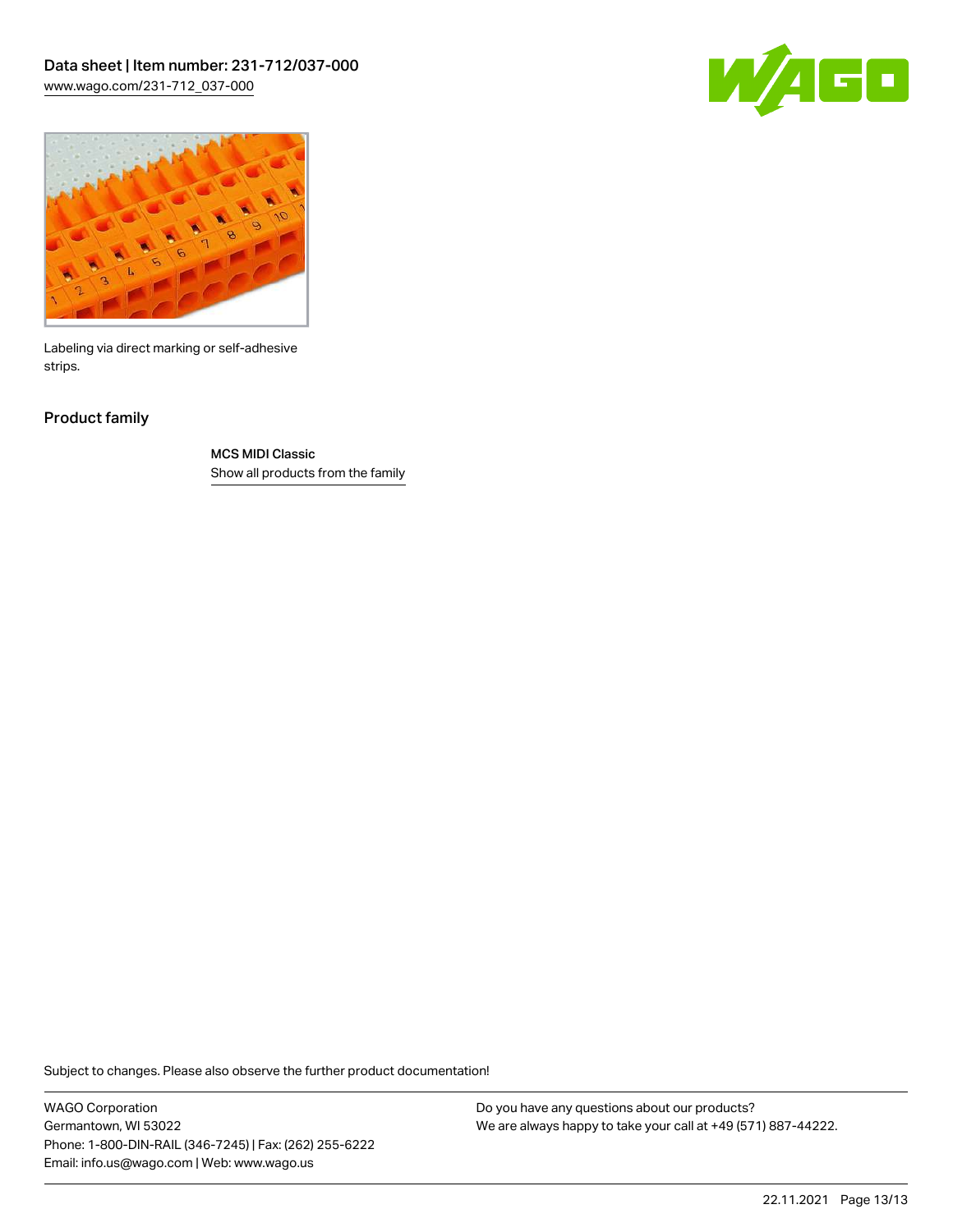Labeling via direct marking or self-adhesive strips.

## Product family

MCS MIDI Classic
Show all products from the family

Subject to changes. Please also observe the further product documentation!

WAGO Corporation
Germantown, WI 53022
Phone: 1-800-DIN-RAIL (346-7245) | Fax: (262) 255-6222
Email: info.us@wago.com | Web: www.wago.us

Do you have any questions about our products?
We are always happy to take your call at +49 (571) 887-44222.

22.11.2021